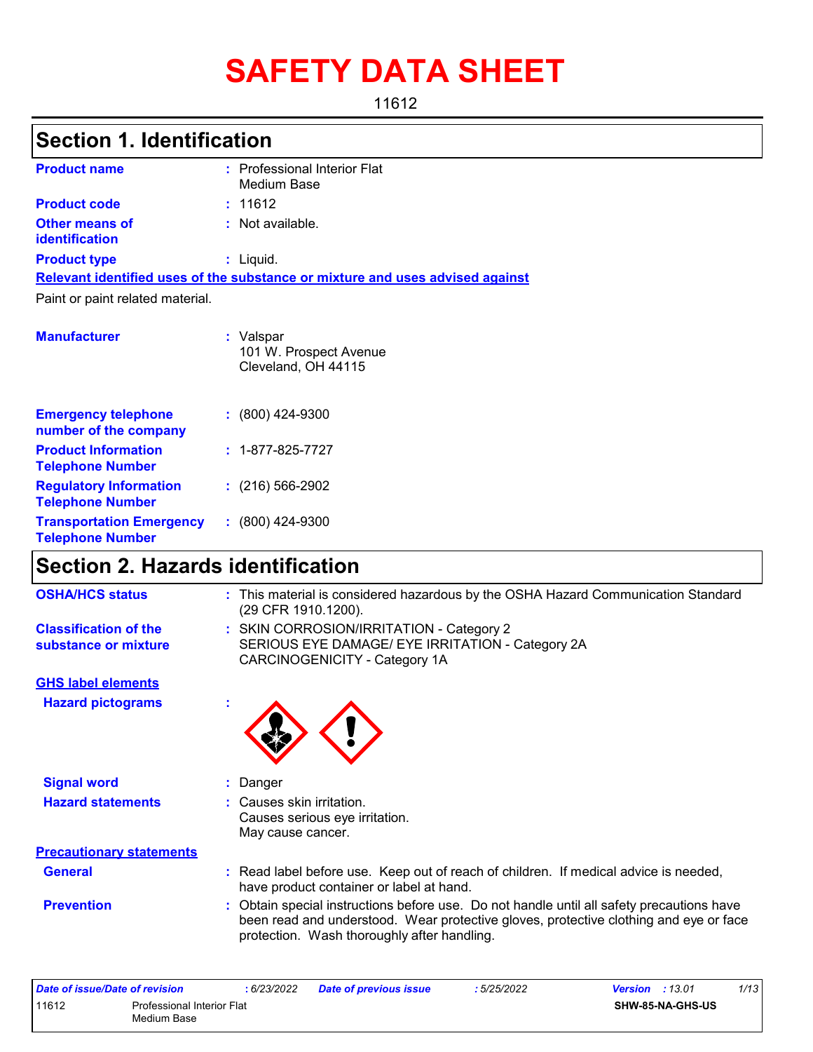# SAFETY DATA SHEET

11612

## Section 1. Identification

**Product name** : Professional Interior Flat
Medium Base

**Product code** : 11612

**Other means of identification** : Not available.

**Product type** : Liquid.

**Relevant identified uses of the substance or mixture and uses advised against**

Paint or paint related material.

**Manufacturer** : Valspar
101 W. Prospect Avenue
Cleveland, OH 44115

**Emergency telephone number of the company** : (800) 424-9300

**Product Information Telephone Number** : 1-877-825-7727

**Regulatory Information Telephone Number** : (216) 566-2902

**Transportation Emergency Telephone Number** : (800) 424-9300

## Section 2. Hazards identification

**OSHA/HCS status** : This material is considered hazardous by the OSHA Hazard Communication Standard (29 CFR 1910.1200).

**Classification of the substance or mixture** : SKIN CORROSION/IRRITATION - Category 2
SERIOUS EYE DAMAGE/ EYE IRRITATION - Category 2A
CARCINOGENICITY - Category 1A

**GHS label elements**

**Hazard pictograms** :

**Signal word** : Danger

**Hazard statements** : Causes skin irritation.
Causes serious eye irritation.
May cause cancer.

**Precautionary statements**

**General** : Read label before use. Keep out of reach of children. If medical advice is needed, have product container or label at hand.

**Prevention** : Obtain special instructions before use. Do not handle until all safety precautions have been read and understood. Wear protective gloves, protective clothing and eye or face protection. Wash thoroughly after handling.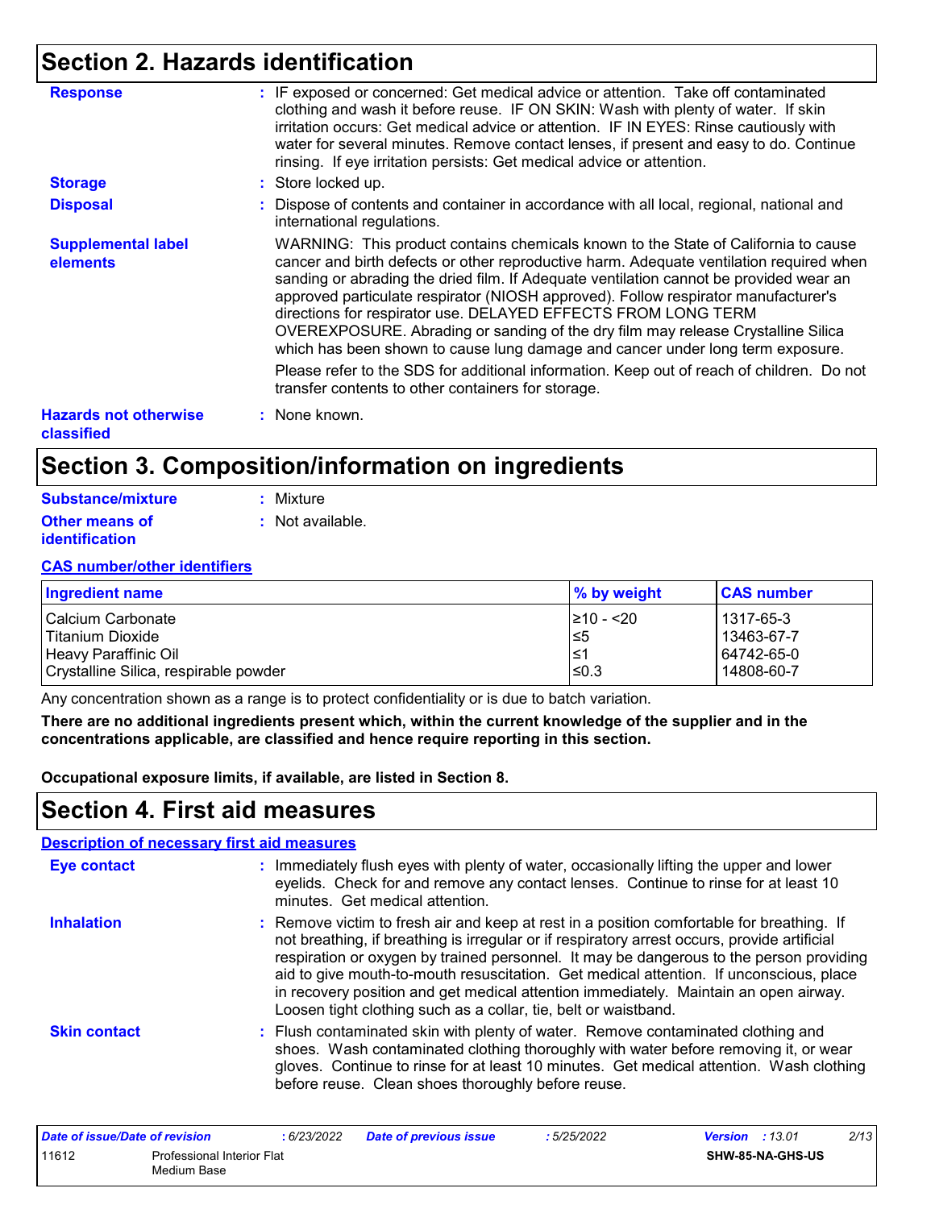## Section 2. Hazards identification

**Response** : IF exposed or concerned: Get medical advice or attention. Take off contaminated clothing and wash it before reuse. IF ON SKIN: Wash with plenty of water. If skin irritation occurs: Get medical advice or attention. IF IN EYES: Rinse cautiously with water for several minutes. Remove contact lenses, if present and easy to do. Continue rinsing. If eye irritation persists: Get medical advice or attention.

**Storage** : Store locked up.

**Disposal** : Dispose of contents and container in accordance with all local, regional, national and international regulations.

**Supplemental label elements**

WARNING: This product contains chemicals known to the State of California to cause cancer and birth defects or other reproductive harm. Adequate ventilation required when sanding or abrading the dried film. If Adequate ventilation cannot be provided wear an approved particulate respirator (NIOSH approved). Follow respirator manufacturer's directions for respirator use. DELAYED EFFECTS FROM LONG TERM OVEREXPOSURE. Abrading or sanding of the dry film may release Crystalline Silica which has been shown to cause lung damage and cancer under long term exposure.

Please refer to the SDS for additional information. Keep out of reach of children. Do not transfer contents to other containers for storage.

**Hazards not otherwise classified** : None known.

## Section 3. Composition/information on ingredients

**Substance/mixture** : Mixture

**Other means of identification** : Not available.

**CAS number/other identifiers**

| Ingredient name | % by weight | CAS number |
|---|---|---|
| Calcium Carbonate | ≥10 - <20 | 1317-65-3 |
| Titanium Dioxide | ≤5 | 13463-67-7 |
| Heavy Paraffinic Oil | ≤1 | 64742-65-0 |
| Crystalline Silica, respirable powder | ≤0.3 | 14808-60-7 |

Any concentration shown as a range is to protect confidentiality or is due to batch variation.

**There are no additional ingredients present which, within the current knowledge of the supplier and in the concentrations applicable, are classified and hence require reporting in this section.**

**Occupational exposure limits, if available, are listed in Section 8.**

## Section 4. First aid measures

**Description of necessary first aid measures**

**Eye contact** : Immediately flush eyes with plenty of water, occasionally lifting the upper and lower eyelids. Check for and remove any contact lenses. Continue to rinse for at least 10 minutes. Get medical attention.

**Inhalation** : Remove victim to fresh air and keep at rest in a position comfortable for breathing. If not breathing, if breathing is irregular or if respiratory arrest occurs, provide artificial respiration or oxygen by trained personnel. It may be dangerous to the person providing aid to give mouth-to-mouth resuscitation. Get medical attention. If unconscious, place in recovery position and get medical attention immediately. Maintain an open airway. Loosen tight clothing such as a collar, tie, belt or waistband.

**Skin contact** : Flush contaminated skin with plenty of water. Remove contaminated clothing and shoes. Wash contaminated clothing thoroughly with water before removing it, or wear gloves. Continue to rinse for at least 10 minutes. Get medical attention. Wash clothing before reuse. Clean shoes thoroughly before reuse.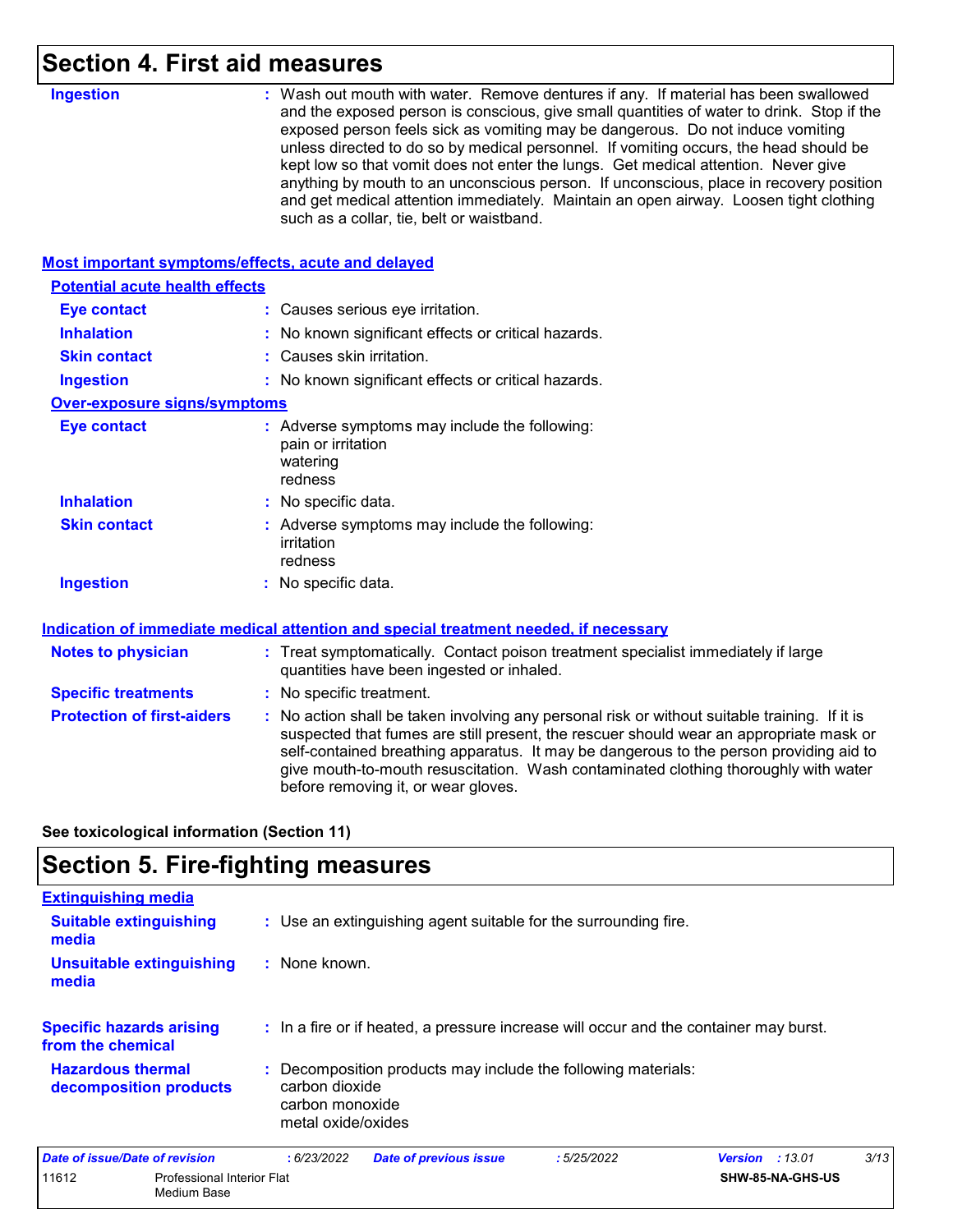## Section 4. First aid measures

**Ingestion** : Wash out mouth with water. Remove dentures if any. If material has been swallowed and the exposed person is conscious, give small quantities of water to drink. Stop if the exposed person feels sick as vomiting may be dangerous. Do not induce vomiting unless directed to do so by medical personnel. If vomiting occurs, the head should be kept low so that vomit does not enter the lungs. Get medical attention. Never give anything by mouth to an unconscious person. If unconscious, place in recovery position and get medical attention immediately. Maintain an open airway. Loosen tight clothing such as a collar, tie, belt or waistband.

### Most important symptoms/effects, acute and delayed

**Potential acute health effects**

**Eye contact** : Causes serious eye irritation.

**Inhalation** : No known significant effects or critical hazards.

**Skin contact** : Causes skin irritation.

**Ingestion** : No known significant effects or critical hazards.

**Over-exposure signs/symptoms**

**Eye contact** : Adverse symptoms may include the following:
pain or irritation
watering
redness

**Inhalation** : No specific data.

**Skin contact** : Adverse symptoms may include the following:
irritation
redness

**Ingestion** : No specific data.

### Indication of immediate medical attention and special treatment needed, if necessary

**Notes to physician** : Treat symptomatically. Contact poison treatment specialist immediately if large quantities have been ingested or inhaled.

**Specific treatments** : No specific treatment.

**Protection of first-aiders** : No action shall be taken involving any personal risk or without suitable training. If it is suspected that fumes are still present, the rescuer should wear an appropriate mask or self-contained breathing apparatus. It may be dangerous to the person providing aid to give mouth-to-mouth resuscitation. Wash contaminated clothing thoroughly with water before removing it, or wear gloves.

**See toxicological information (Section 11)**

## Section 5. Fire-fighting measures

### Extinguishing media

**Suitable extinguishing media** : Use an extinguishing agent suitable for the surrounding fire.

**Unsuitable extinguishing media** : None known.

**Specific hazards arising from the chemical** : In a fire or if heated, a pressure increase will occur and the container may burst.

**Hazardous thermal decomposition products** : Decomposition products may include the following materials:
carbon dioxide
carbon monoxide
metal oxide/oxides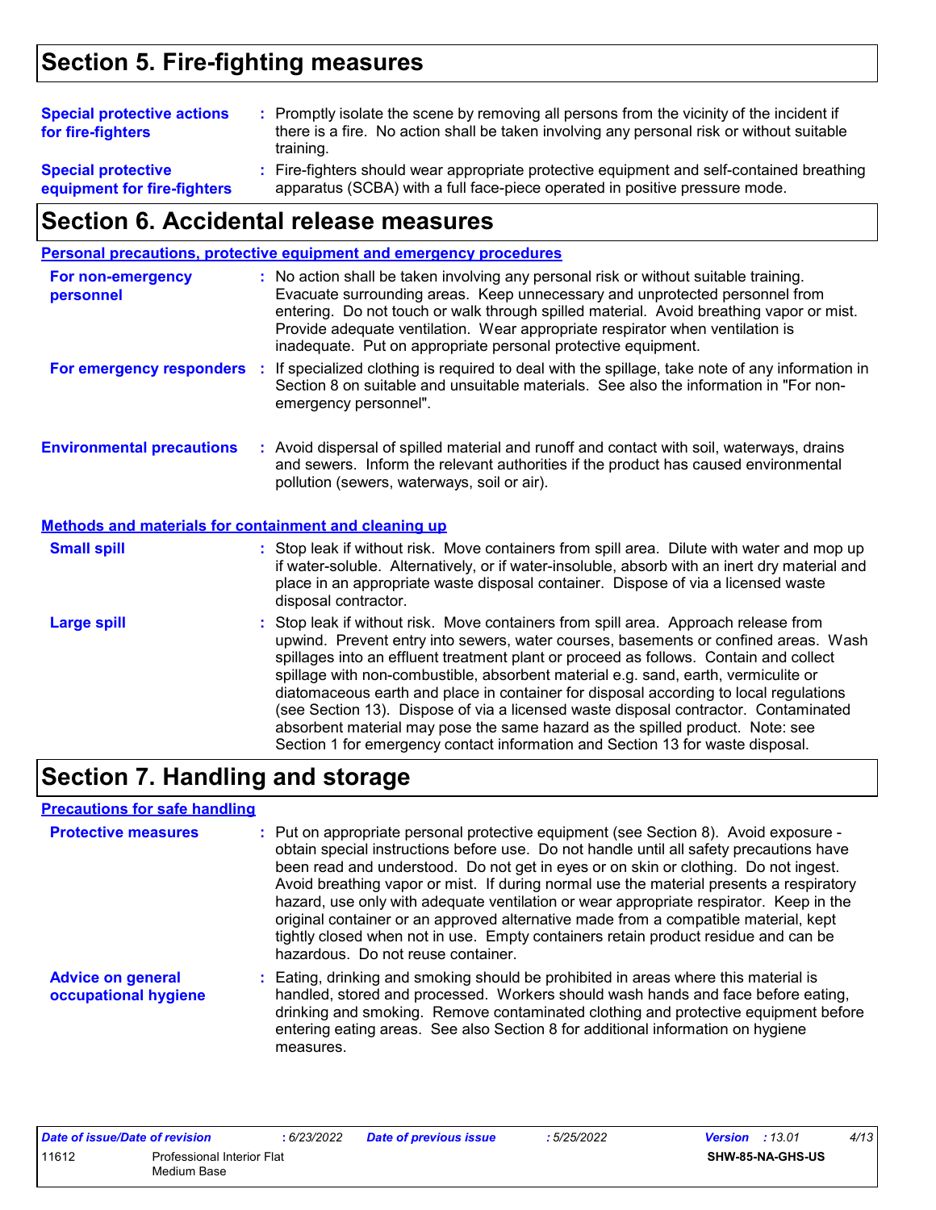## Section 5. Fire-fighting measures

**Special protective actions for fire-fighters** : Promptly isolate the scene by removing all persons from the vicinity of the incident if there is a fire. No action shall be taken involving any personal risk or without suitable training.

**Special protective equipment for fire-fighters** : Fire-fighters should wear appropriate protective equipment and self-contained breathing apparatus (SCBA) with a full face-piece operated in positive pressure mode.

## Section 6. Accidental release measures

### Personal precautions, protective equipment and emergency procedures

**For non-emergency personnel** : No action shall be taken involving any personal risk or without suitable training. Evacuate surrounding areas. Keep unnecessary and unprotected personnel from entering. Do not touch or walk through spilled material. Avoid breathing vapor or mist. Provide adequate ventilation. Wear appropriate respirator when ventilation is inadequate. Put on appropriate personal protective equipment.

**For emergency responders** : If specialized clothing is required to deal with the spillage, take note of any information in Section 8 on suitable and unsuitable materials. See also the information in "For non-emergency personnel".

**Environmental precautions** : Avoid dispersal of spilled material and runoff and contact with soil, waterways, drains and sewers. Inform the relevant authorities if the product has caused environmental pollution (sewers, waterways, soil or air).

### Methods and materials for containment and cleaning up

**Small spill** : Stop leak if without risk. Move containers from spill area. Dilute with water and mop up if water-soluble. Alternatively, or if water-insoluble, absorb with an inert dry material and place in an appropriate waste disposal container. Dispose of via a licensed waste disposal contractor.

**Large spill** : Stop leak if without risk. Move containers from spill area. Approach release from upwind. Prevent entry into sewers, water courses, basements or confined areas. Wash spillages into an effluent treatment plant or proceed as follows. Contain and collect spillage with non-combustible, absorbent material e.g. sand, earth, vermiculite or diatomaceous earth and place in container for disposal according to local regulations (see Section 13). Dispose of via a licensed waste disposal contractor. Contaminated absorbent material may pose the same hazard as the spilled product. Note: see Section 1 for emergency contact information and Section 13 for waste disposal.

## Section 7. Handling and storage

### Precautions for safe handling

**Protective measures** : Put on appropriate personal protective equipment (see Section 8). Avoid exposure - obtain special instructions before use. Do not handle until all safety precautions have been read and understood. Do not get in eyes or on skin or clothing. Do not ingest. Avoid breathing vapor or mist. If during normal use the material presents a respiratory hazard, use only with adequate ventilation or wear appropriate respirator. Keep in the original container or an approved alternative made from a compatible material, kept tightly closed when not in use. Empty containers retain product residue and can be hazardous. Do not reuse container.

**Advice on general occupational hygiene** : Eating, drinking and smoking should be prohibited in areas where this material is handled, stored and processed. Workers should wash hands and face before eating, drinking and smoking. Remove contaminated clothing and protective equipment before entering eating areas. See also Section 8 for additional information on hygiene measures.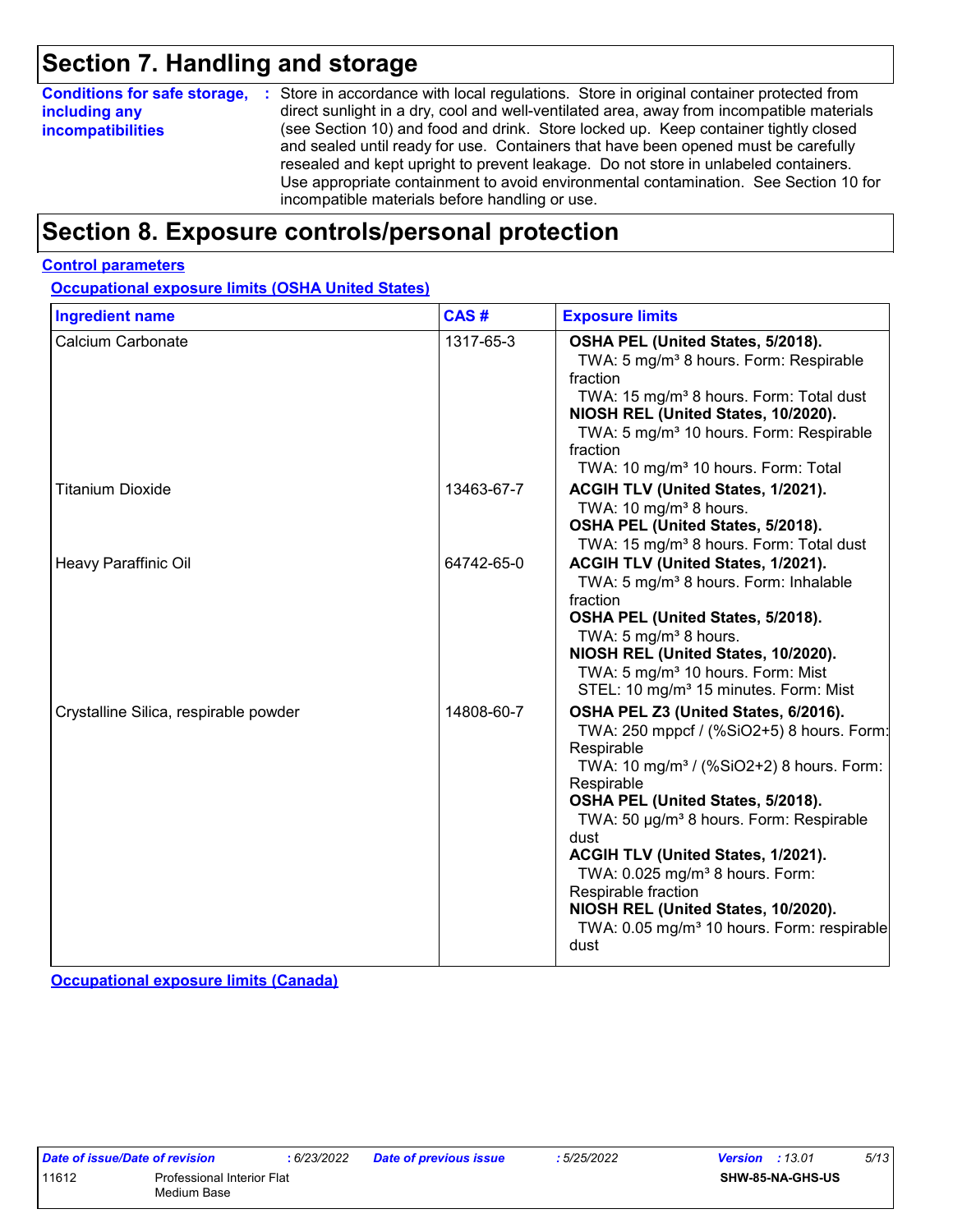## Section 7. Handling and storage

**Conditions for safe storage, including any incompatibilities** : Store in accordance with local regulations. Store in original container protected from direct sunlight in a dry, cool and well-ventilated area, away from incompatible materials (see Section 10) and food and drink. Store locked up. Keep container tightly closed and sealed until ready for use. Containers that have been opened must be carefully resealed and kept upright to prevent leakage. Do not store in unlabeled containers. Use appropriate containment to avoid environmental contamination. See Section 10 for incompatible materials before handling or use.

## Section 8. Exposure controls/personal protection

**Control parameters**

**Occupational exposure limits (OSHA United States)**

| Ingredient name | CAS # | Exposure limits |
|---|---|---|
| Calcium Carbonate | 1317-65-3 | **OSHA PEL (United States, 5/2018).**<br>TWA: 5 mg/m³ 8 hours. Form: Respirable fraction<br>TWA: 15 mg/m³ 8 hours. Form: Total dust<br>**NIOSH REL (United States, 10/2020).**<br>TWA: 5 mg/m³ 10 hours. Form: Respirable fraction<br>TWA: 10 mg/m³ 10 hours. Form: Total |
| Titanium Dioxide | 13463-67-7 | **ACGIH TLV (United States, 1/2021).**<br>TWA: 10 mg/m³ 8 hours.<br>**OSHA PEL (United States, 5/2018).**<br>TWA: 15 mg/m³ 8 hours. Form: Total dust |
| Heavy Paraffinic Oil | 64742-65-0 | **ACGIH TLV (United States, 1/2021).**<br>TWA: 5 mg/m³ 8 hours. Form: Inhalable fraction<br>**OSHA PEL (United States, 5/2018).**<br>TWA: 5 mg/m³ 8 hours.<br>**NIOSH REL (United States, 10/2020).**<br>TWA: 5 mg/m³ 10 hours. Form: Mist<br>STEL: 10 mg/m³ 15 minutes. Form: Mist |
| Crystalline Silica, respirable powder | 14808-60-7 | **OSHA PEL Z3 (United States, 6/2016).**<br>TWA: 250 mppcf / (%SiO2+5) 8 hours. Form: Respirable<br>TWA: 10 mg/m³ / (%SiO2+2) 8 hours. Form: Respirable<br>**OSHA PEL (United States, 5/2018).**<br>TWA: 50 µg/m³ 8 hours. Form: Respirable dust<br>**ACGIH TLV (United States, 1/2021).**<br>TWA: 0.025 mg/m³ 8 hours. Form: Respirable fraction<br>**NIOSH REL (United States, 10/2020).**<br>TWA: 0.05 mg/m³ 10 hours. Form: respirable dust |

**Occupational exposure limits (Canada)**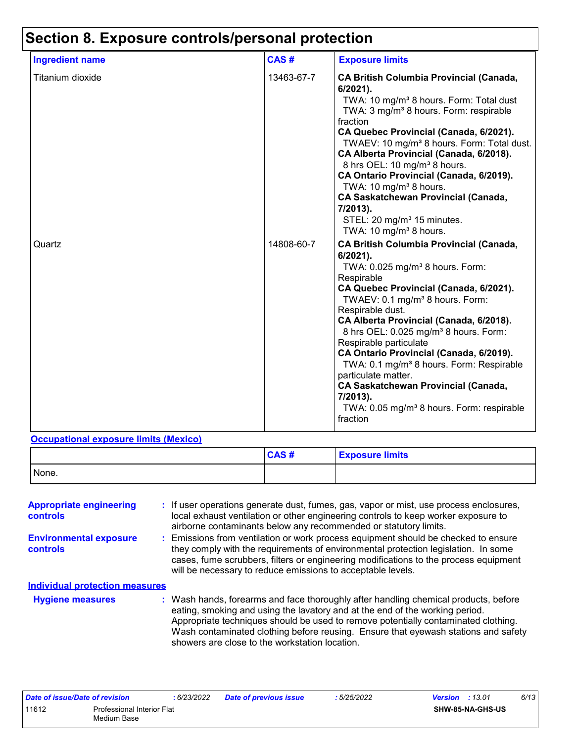# Section 8. Exposure controls/personal protection

| Ingredient name | CAS # | Exposure limits |
| --- | --- | --- |
| Titanium dioxide | 13463-67-7 | **CA British Columbia Provincial (Canada, 6/2021).**<br>TWA: 10 mg/m³ 8 hours. Form: Total dust<br>TWA: 3 mg/m³ 8 hours. Form: respirable fraction<br>**CA Quebec Provincial (Canada, 6/2021).**<br>TWAEV: 10 mg/m³ 8 hours. Form: Total dust.<br>**CA Alberta Provincial (Canada, 6/2018).**<br>8 hrs OEL: 10 mg/m³ 8 hours.<br>**CA Ontario Provincial (Canada, 6/2019).**<br>TWA: 10 mg/m³ 8 hours.<br>**CA Saskatchewan Provincial (Canada, 7/2013).**<br>STEL: 20 mg/m³ 15 minutes.<br>TWA: 10 mg/m³ 8 hours. |
| Quartz | 14808-60-7 | **CA British Columbia Provincial (Canada, 6/2021).**<br>TWA: 0.025 mg/m³ 8 hours. Form: Respirable<br>**CA Quebec Provincial (Canada, 6/2021).**<br>TWAEV: 0.1 mg/m³ 8 hours. Form: Respirable dust.<br>**CA Alberta Provincial (Canada, 6/2018).**<br>8 hrs OEL: 0.025 mg/m³ 8 hours. Form: Respirable particulate<br>**CA Ontario Provincial (Canada, 6/2019).**<br>TWA: 0.1 mg/m³ 8 hours. Form: Respirable particulate matter.<br>**CA Saskatchewan Provincial (Canada, 7/2013).**<br>TWA: 0.05 mg/m³ 8 hours. Form: respirable fraction |

**Occupational exposure limits (Mexico)**

| | CAS # | Exposure limits |
| --- | --- | --- |
| None. | | |

**Appropriate engineering controls** : If user operations generate dust, fumes, gas, vapor or mist, use process enclosures, local exhaust ventilation or other engineering controls to keep worker exposure to airborne contaminants below any recommended or statutory limits.

**Environmental exposure controls** : Emissions from ventilation or work process equipment should be checked to ensure they comply with the requirements of environmental protection legislation. In some cases, fume scrubbers, filters or engineering modifications to the process equipment will be necessary to reduce emissions to acceptable levels.

**Individual protection measures**

**Hygiene measures** : Wash hands, forearms and face thoroughly after handling chemical products, before eating, smoking and using the lavatory and at the end of the working period. Appropriate techniques should be used to remove potentially contaminated clothing. Wash contaminated clothing before reusing. Ensure that eyewash stations and safety showers are close to the workstation location.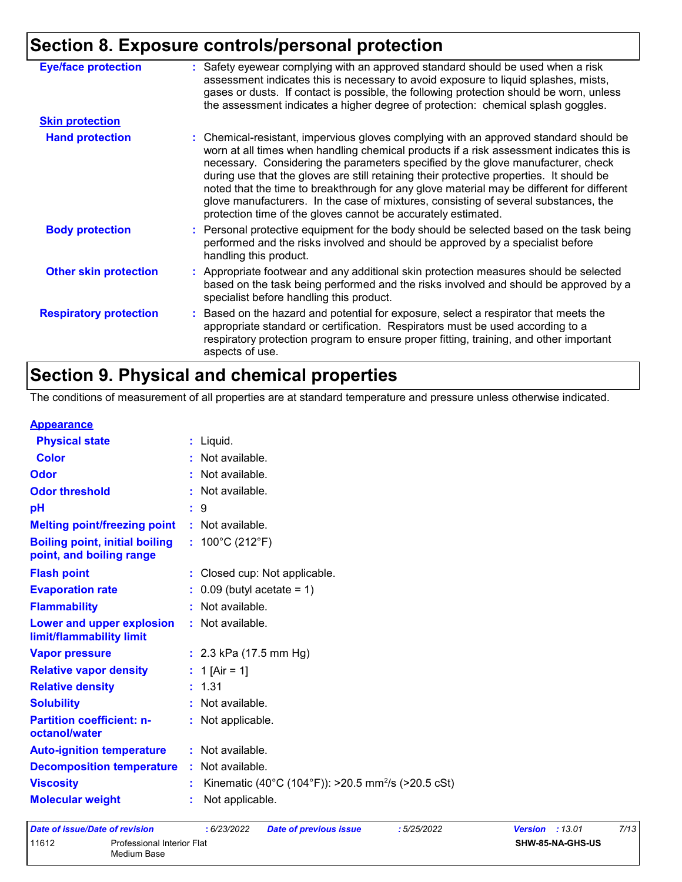## Section 8. Exposure controls/personal protection

| | |
|---|---|
| **Eye/face protection** | : Safety eyewear complying with an approved standard should be used when a risk assessment indicates this is necessary to avoid exposure to liquid splashes, mists, gases or dusts. If contact is possible, the following protection should be worn, unless the assessment indicates a higher degree of protection: chemical splash goggles. |
| **Skin protection** | |
| **Hand protection** | : Chemical-resistant, impervious gloves complying with an approved standard should be worn at all times when handling chemical products if a risk assessment indicates this is necessary. Considering the parameters specified by the glove manufacturer, check during use that the gloves are still retaining their protective properties. It should be noted that the time to breakthrough for any glove material may be different for different glove manufacturers. In the case of mixtures, consisting of several substances, the protection time of the gloves cannot be accurately estimated. |
| **Body protection** | : Personal protective equipment for the body should be selected based on the task being performed and the risks involved and should be approved by a specialist before handling this product. |
| **Other skin protection** | : Appropriate footwear and any additional skin protection measures should be selected based on the task being performed and the risks involved and should be approved by a specialist before handling this product. |
| **Respiratory protection** | : Based on the hazard and potential for exposure, select a respirator that meets the appropriate standard or certification. Respirators must be used according to a respiratory protection program to ensure proper fitting, training, and other important aspects of use. |

## Section 9. Physical and chemical properties

The conditions of measurement of all properties are at standard temperature and pressure unless otherwise indicated.

| | |
|---|---|
| **Appearance** | |
| **Physical state** | : Liquid. |
| **Color** | : Not available. |
| **Odor** | : Not available. |
| **Odor threshold** | : Not available. |
| **pH** | : 9 |
| **Melting point/freezing point** | : Not available. |
| **Boiling point, initial boiling point, and boiling range** | : 100°C (212°F) |
| **Flash point** | : Closed cup: Not applicable. |
| **Evaporation rate** | : 0.09 (butyl acetate = 1) |
| **Flammability** | : Not available. |
| **Lower and upper explosion limit/flammability limit** | : Not available. |
| **Vapor pressure** | : 2.3 kPa (17.5 mm Hg) |
| **Relative vapor density** | : 1 [Air = 1] |
| **Relative density** | : 1.31 |
| **Solubility** | : Not available. |
| **Partition coefficient: n-octanol/water** | : Not applicable. |
| **Auto-ignition temperature** | : Not available. |
| **Decomposition temperature** | : Not available. |
| **Viscosity** | : Kinematic (40°C (104°F)): >20.5 $mm^2/s$ (>20.5 cSt) |
| **Molecular weight** | : Not applicable. |

| | | | | | |
|---|---|---|---|---|---|
| *Date of issue/Date of revision* | : 6/23/2022 | *Date of previous issue* | : 5/25/2022 | *Version* | : 13.01 |
| 11612 | Professional Interior Flat Medium Base | | | SHW-85-NA-GHS-US | |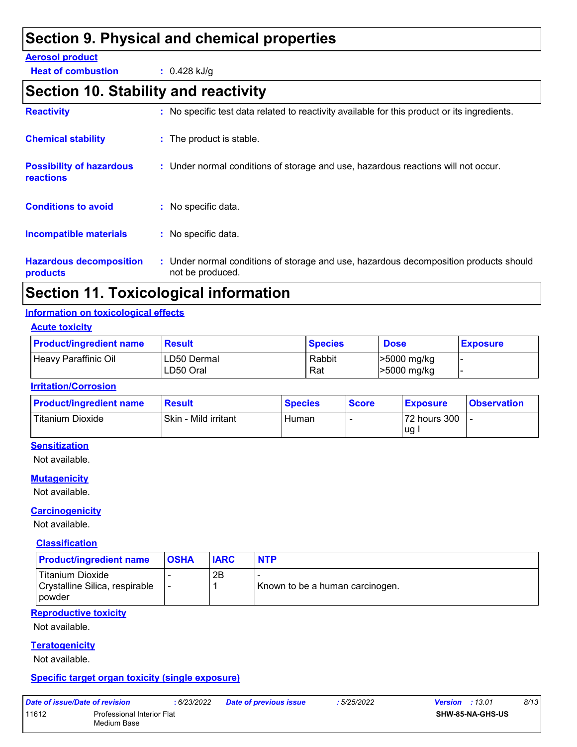# Section 9. Physical and chemical properties

**Aerosol product**

**Heat of combustion** : 0.428 kJ/g

# Section 10. Stability and reactivity

**Reactivity** : No specific test data related to reactivity available for this product or its ingredients.

**Chemical stability** : The product is stable.

**Possibility of hazardous reactions** : Under normal conditions of storage and use, hazardous reactions will not occur.

**Conditions to avoid** : No specific data.

**Incompatible materials** : No specific data.

**Hazardous decomposition products** : Under normal conditions of storage and use, hazardous decomposition products should not be produced.

# Section 11. Toxicological information

## Information on toxicological effects

### Acute toxicity

| Product/ingredient name | Result | Species | Dose | Exposure |
|---|---|---|---|---|
| Heavy Paraffinic Oil | LD50 Dermal<br>LD50 Oral | Rabbit<br>Rat | >5000 mg/kg<br>>5000 mg/kg | -<br>- |

### Irritation/Corrosion

| Product/ingredient name | Result | Species | Score | Exposure | Observation |
|---|---|---|---|---|---|
| Titanium Dioxide | Skin - Mild irritant | Human | - | 72 hours 300 ug I | - |

### Sensitization

Not available.

### Mutagenicity

Not available.

### Carcinogenicity

Not available.

#### Classification

| Product/ingredient name | OSHA | IARC | NTP |
|---|---|---|---|
| Titanium Dioxide | - | 2B | - |
| Crystalline Silica, respirable powder | - | 1 | Known to be a human carcinogen. |

### Reproductive toxicity

Not available.

### Teratogenicity

Not available.

### Specific target organ toxicity (single exposure)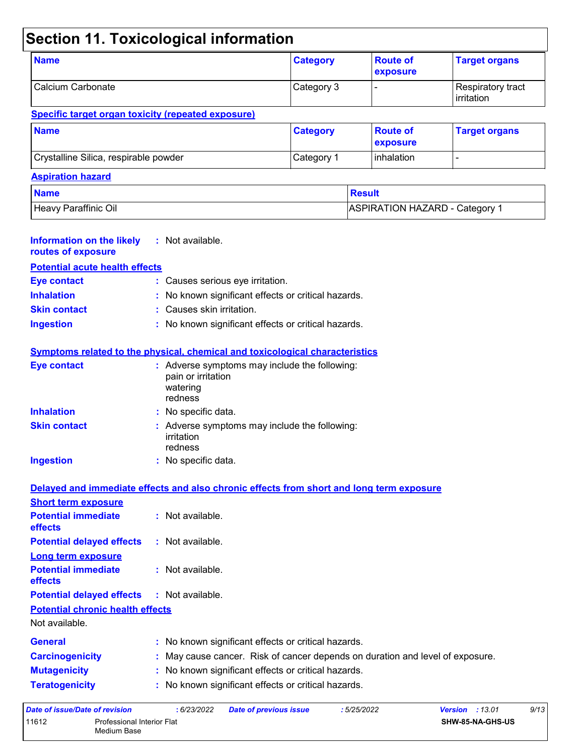# Section 11. Toxicological information

| Name | Category | Route of exposure | Target organs |
| --- | --- | --- | --- |
| Calcium Carbonate | Category 3 | - | Respiratory tract irritation |

**Specific target organ toxicity (repeated exposure)**

| Name | Category | Route of exposure | Target organs |
| --- | --- | --- | --- |
| Crystalline Silica, respirable powder | Category 1 | inhalation | - |

**Aspiration hazard**

| Name | Result |
| --- | --- |
| Heavy Paraffinic Oil | ASPIRATION HAZARD - Category 1 |

**Information on the likely routes of exposure** : Not available.

**Potential acute health effects**

**Eye contact** : Causes serious eye irritation.

**Inhalation** : No known significant effects or critical hazards.

**Skin contact** : Causes skin irritation.

**Ingestion** : No known significant effects or critical hazards.

**Symptoms related to the physical, chemical and toxicological characteristics**

**Eye contact** : Adverse symptoms may include the following:
pain or irritation
watering
redness

**Inhalation** : No specific data.

**Skin contact** : Adverse symptoms may include the following:
irritation
redness

**Ingestion** : No specific data.

**Delayed and immediate effects and also chronic effects from short and long term exposure**

**Short term exposure**

**Potential immediate effects** : Not available.

**Potential delayed effects** : Not available.

**Long term exposure**

**Potential immediate effects** : Not available.

**Potential delayed effects** : Not available.

**Potential chronic health effects**

Not available.

**General** : No known significant effects or critical hazards.

**Carcinogenicity** : May cause cancer. Risk of cancer depends on duration and level of exposure.

**Mutagenicity** : No known significant effects or critical hazards.

**Teratogenicity** : No known significant effects or critical hazards.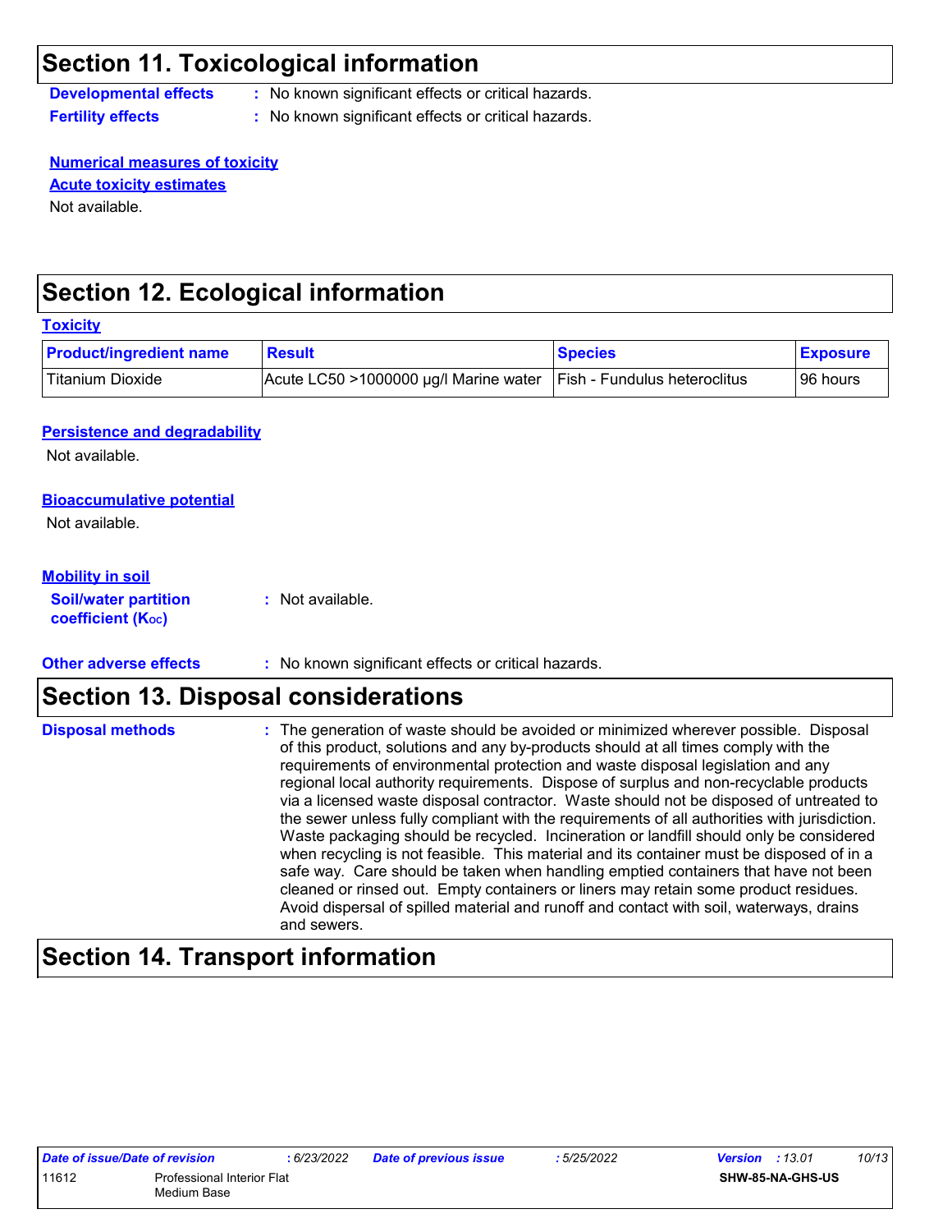## Section 11. Toxicological information

**Developmental effects** : No known significant effects or critical hazards.

**Fertility effects** : No known significant effects or critical hazards.

**Numerical measures of toxicity**

**Acute toxicity estimates**

Not available.

## Section 12. Ecological information

**Toxicity**

| Product/ingredient name | Result | Species | Exposure |
|---|---|---|---|
| Titanium Dioxide | Acute LC50 >1000000 µg/l Marine water | Fish - Fundulus heteroclitus | 96 hours |

**Persistence and degradability**

Not available.

**Bioaccumulative potential**

Not available.

**Mobility in soil**

**Soil/water partition coefficient ($K_{OC}$)** : Not available.

**Other adverse effects** : No known significant effects or critical hazards.

## Section 13. Disposal considerations

**Disposal methods** : The generation of waste should be avoided or minimized wherever possible. Disposal of this product, solutions and any by-products should at all times comply with the requirements of environmental protection and waste disposal legislation and any regional local authority requirements. Dispose of surplus and non-recyclable products via a licensed waste disposal contractor. Waste should not be disposed of untreated to the sewer unless fully compliant with the requirements of all authorities with jurisdiction. Waste packaging should be recycled. Incineration or landfill should only be considered when recycling is not feasible. This material and its container must be disposed of in a safe way. Care should be taken when handling emptied containers that have not been cleaned or rinsed out. Empty containers or liners may retain some product residues. Avoid dispersal of spilled material and runoff and contact with soil, waterways, drains and sewers.

## Section 14. Transport information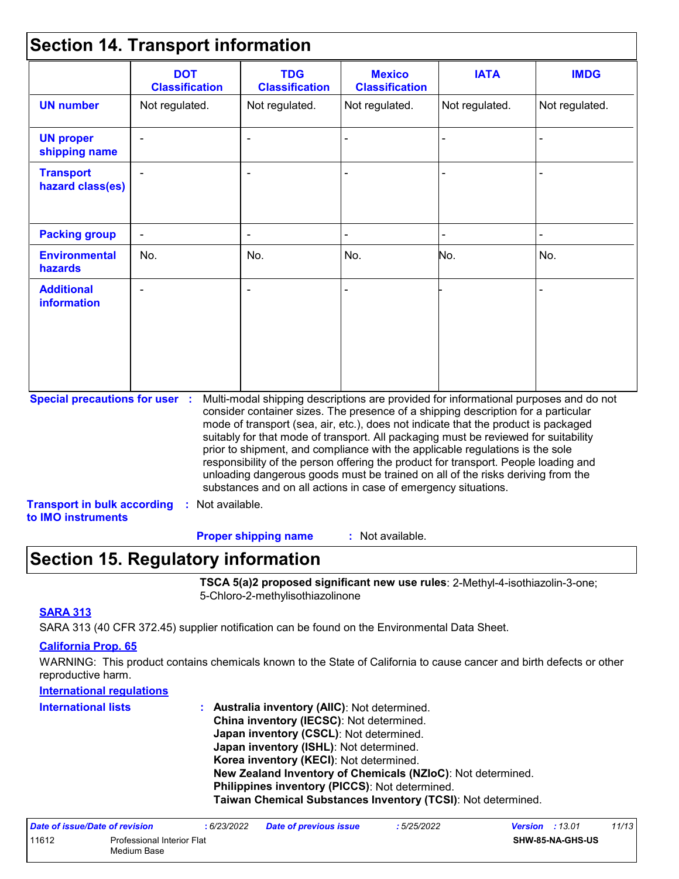## Section 14. Transport information

| | DOT Classification | TDG Classification | Mexico Classification | IATA | IMDG |
|---|---|---|---|---|---|
| **UN number** | Not regulated. | Not regulated. | Not regulated. | Not regulated. | Not regulated. |
| **UN proper shipping name** | - | - | - | - | - |
| **Transport hazard class(es)** | - | - | - | - | - |
| **Packing group** | - | - | - | - | - |
| **Environmental hazards** | No. | No. | No. | No. | No. |
| **Additional information** | - | - | - | - | - |

**Special precautions for user** : Multi-modal shipping descriptions are provided for informational purposes and do not consider container sizes. The presence of a shipping description for a particular mode of transport (sea, air, etc.), does not indicate that the product is packaged suitably for that mode of transport. All packaging must be reviewed for suitability prior to shipment, and compliance with the applicable regulations is the sole responsibility of the person offering the product for transport. People loading and unloading dangerous goods must be trained on all of the risks deriving from the substances and on all actions in case of emergency situations.

**Transport in bulk according to IMO instruments** : Not available.

**Proper shipping name** : Not available.

## Section 15. Regulatory information

**TSCA 5(a)2 proposed significant new use rules**: 2-Methyl-4-isothiazolin-3-one; 5-Chloro-2-methylisothiazolinone

**SARA 313**

SARA 313 (40 CFR 372.45) supplier notification can be found on the Environmental Data Sheet.

**California Prop. 65**

WARNING: This product contains chemicals known to the State of California to cause cancer and birth defects or other reproductive harm.

**International regulations**

**International lists** :
**Australia inventory (AIIC)**: Not determined.
**China inventory (IECSC)**: Not determined.
**Japan inventory (CSCL)**: Not determined.
**Japan inventory (ISHL)**: Not determined.
**Korea inventory (KECI)**: Not determined.
**New Zealand Inventory of Chemicals (NZIoC)**: Not determined.
**Philippines inventory (PICCS)**: Not determined.
**Taiwan Chemical Substances Inventory (TCSI)**: Not determined.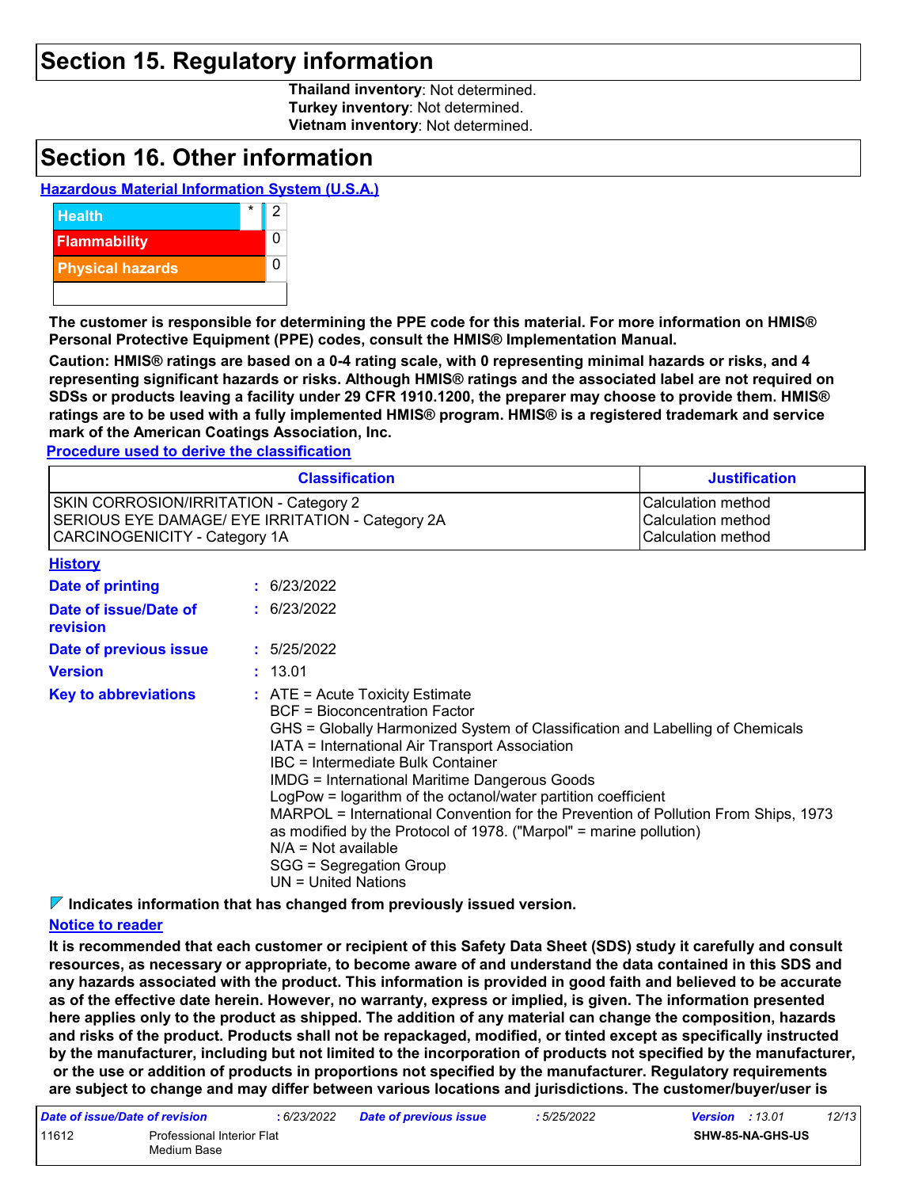# Section 15. Regulatory information

**Thailand inventory**: Not determined.
**Turkey inventory**: Not determined.
**Vietnam inventory**: Not determined.

# Section 16. Other information

**Hazardous Material Information System (U.S.A.)**

| | | |
|---|---|---|
| Health | * | 2 |
| Flammability | | 0 |
| Physical hazards | | 0 |

**The customer is responsible for determining the PPE code for this material. For more information on HMIS® Personal Protective Equipment (PPE) codes, consult the HMIS® Implementation Manual.**

**Caution: HMIS® ratings are based on a 0-4 rating scale, with 0 representing minimal hazards or risks, and 4 representing significant hazards or risks. Although HMIS® ratings and the associated label are not required on SDSs or products leaving a facility under 29 CFR 1910.1200, the preparer may choose to provide them. HMIS® ratings are to be used with a fully implemented HMIS® program. HMIS® is a registered trademark and service mark of the American Coatings Association, Inc.**

**Procedure used to derive the classification**

| Classification | Justification |
|---|---|
| SKIN CORROSION/IRRITATION - Category 2 | Calculation method |
| SERIOUS EYE DAMAGE/ EYE IRRITATION - Category 2A | Calculation method |
| CARCINOGENICITY - Category 1A | Calculation method |

**History**

**Date of printing** : 6/23/2022

**Date of issue/Date of revision** : 6/23/2022

**Date of previous issue** : 5/25/2022

**Version** : 13.01

**Key to abbreviations** :
ATE = Acute Toxicity Estimate
BCF = Bioconcentration Factor
GHS = Globally Harmonized System of Classification and Labelling of Chemicals
IATA = International Air Transport Association
IBC = Intermediate Bulk Container
IMDG = International Maritime Dangerous Goods
LogPow = logarithm of the octanol/water partition coefficient
MARPOL = International Convention for the Prevention of Pollution From Ships, 1973 as modified by the Protocol of 1978. ("Marpol" = marine pollution)
N/A = Not available
SGG = Segregation Group
UN = United Nations

**Indicates information that has changed from previously issued version.**

**Notice to reader**

**It is recommended that each customer or recipient of this Safety Data Sheet (SDS) study it carefully and consult resources, as necessary or appropriate, to become aware of and understand the data contained in this SDS and any hazards associated with the product. This information is provided in good faith and believed to be accurate as of the effective date herein. However, no warranty, express or implied, is given. The information presented here applies only to the product as shipped. The addition of any material can change the composition, hazards and risks of the product. Products shall not be repackaged, modified, or tinted except as specifically instructed by the manufacturer, including but not limited to the incorporation of products not specified by the manufacturer, or the use or addition of products in proportions not specified by the manufacturer. Regulatory requirements are subject to change and may differ between various locations and jurisdictions. The customer/buyer/user is**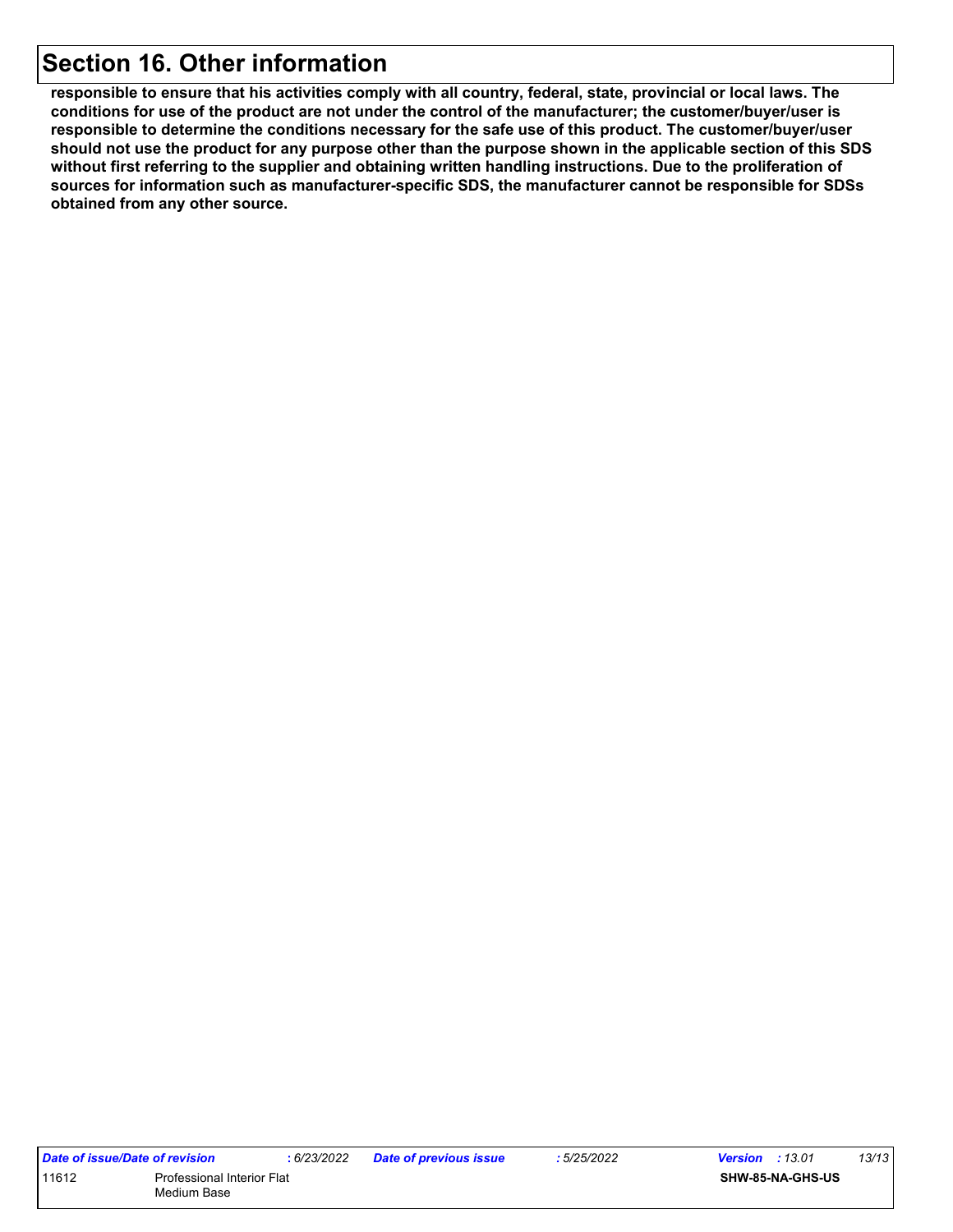# Section 16. Other information

**responsible to ensure that his activities comply with all country, federal, state, provincial or local laws. The conditions for use of the product are not under the control of the manufacturer; the customer/buyer/user is responsible to determine the conditions necessary for the safe use of this product. The customer/buyer/user should not use the product for any purpose other than the purpose shown in the applicable section of this SDS without first referring to the supplier and obtaining written handling instructions. Due to the proliferation of sources for information such as manufacturer-specific SDS, the manufacturer cannot be responsible for SDSs obtained from any other source.**